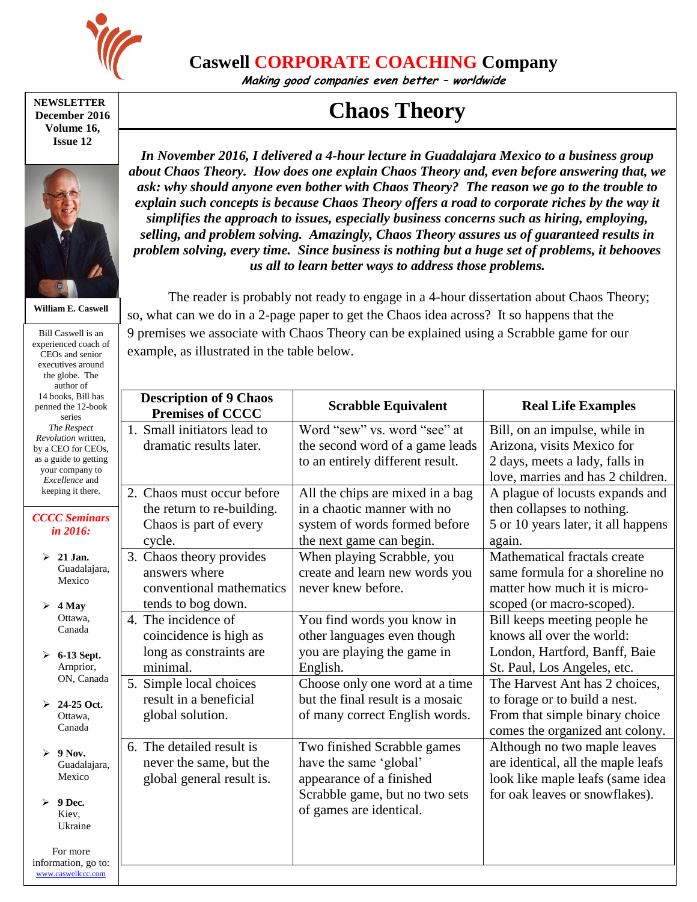# Caswell CORPORATE COACHING Company

*Making good companies even better – worldwide*

**NEWSLETTER**
**December 2016**
**Volume 16, Issue 12**

**William E. Caswell**

Bill Caswell is an experienced coach of CEOs and senior executives around the globe. The author of 14 books, Bill has penned the 12-book series *The Respect Revolution* written, by a CEO for CEOs, as a guide to getting your company to *Excellence* and keeping it there.

***CCCC Seminars in 2016:***

- **21 Jan.** Guadalajara, Mexico
- **4 May** Ottawa, Canada
- **6-13 Sept.** Arnprior, ON, Canada
- **24-25 Oct.** Ottawa, Canada
- **9 Nov.** Guadalajara, Mexico
- **9 Dec.** Kiev, Ukraine

For more information, go to: www.caswellccc.com

# Chaos Theory

***In November 2016, I delivered a 4-hour lecture in Guadalajara Mexico to a business group about Chaos Theory. How does one explain Chaos Theory and, even before answering that, we ask: why should anyone even bother with Chaos Theory? The reason we go to the trouble to explain such concepts is because Chaos Theory offers a road to corporate riches by the way it simplifies the approach to issues, especially business concerns such as hiring, employing, selling, and problem solving. Amazingly, Chaos Theory assures us of guaranteed results in problem solving, every time. Since business is nothing but a huge set of problems, it behooves us all to learn better ways to address those problems.***

The reader is probably not ready to engage in a 4-hour dissertation about Chaos Theory; so, what can we do in a 2-page paper to get the Chaos idea across? It so happens that the 9 premises we associate with Chaos Theory can be explained using a Scrabble game for our example, as illustrated in the table below.

| Description of 9 Chaos Premises of CCCC | Scrabble Equivalent | Real Life Examples |
|---|---|---|
| 1. Small initiators lead to dramatic results later. | Word "sew" vs. word "see" at the second word of a game leads to an entirely different result. | Bill, on an impulse, while in Arizona, visits Mexico for 2 days, meets a lady, falls in love, marries and has 2 children. |
| 2. Chaos must occur before the return to re-building. Chaos is part of every cycle. | All the chips are mixed in a bag in a chaotic manner with no system of words formed before the next game can begin. | A plague of locusts expands and then collapses to nothing. 5 or 10 years later, it all happens again. |
| 3. Chaos theory provides answers where conventional mathematics tends to bog down. | When playing Scrabble, you create and learn new words you never knew before. | Mathematical fractals create same formula for a shoreline no matter how much it is micro-scoped (or macro-scoped). |
| 4. The incidence of coincidence is high as long as constraints are minimal. | You find words you know in other languages even though you are playing the game in English. | Bill keeps meeting people he knows all over the world: London, Hartford, Banff, Baie St. Paul, Los Angeles, etc. |
| 5. Simple local choices result in a beneficial global solution. | Choose only one word at a time but the final result is a mosaic of many correct English words. | The Harvest Ant has 2 choices, to forage or to build a nest. From that simple binary choice comes the organized ant colony. |
| 6. The detailed result is never the same, but the global general result is. | Two finished Scrabble games have the same 'global' appearance of a finished Scrabble game, but no two sets of games are identical. | Although no two maple leaves are identical, all the maple leafs look like maple leafs (same idea for oak leaves or snowflakes). |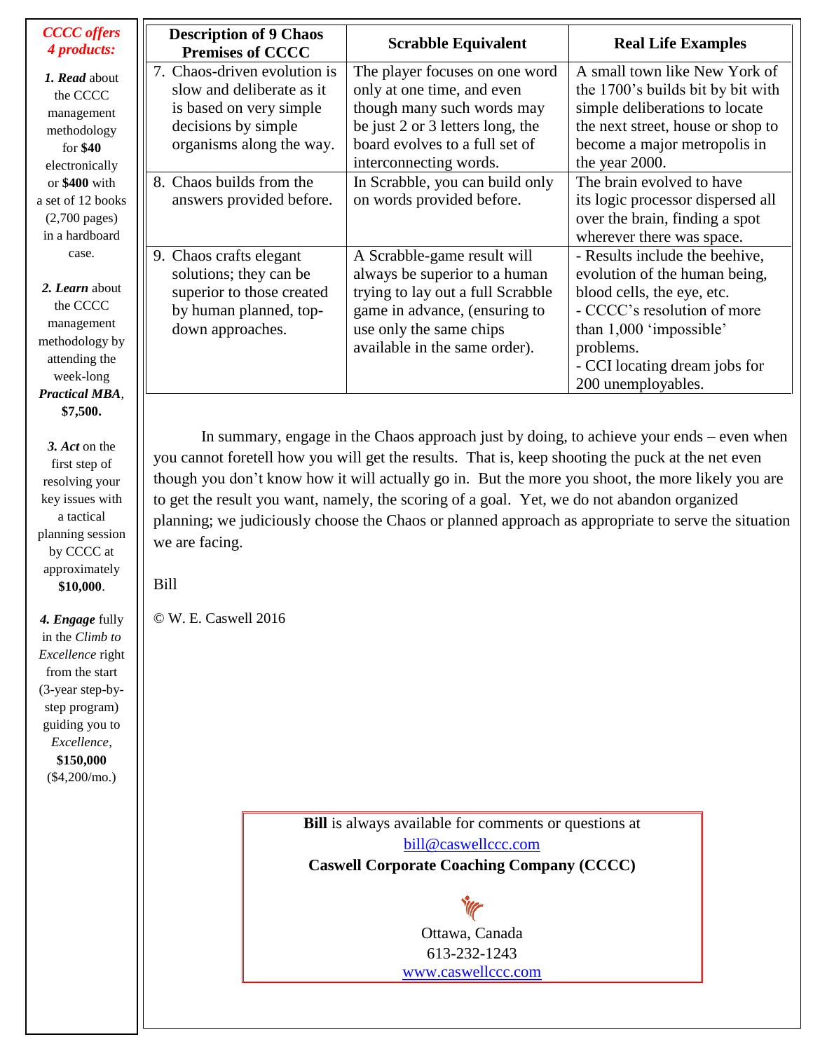***CCCC offers 4 products:***

***1. Read*** about the CCCC management methodology for **$40** electronically or **$400** with a set of 12 books (2,700 pages) in a hardboard case.

***2. Learn*** about the CCCC management methodology by attending the week-long ***Practical MBA***, **$7,500.**

***3. Act*** on the first step of resolving your key issues with a tactical planning session by CCCC at approximately **$10,000**.

***4. Engage*** fully in the *Climb to Excellence* right from the start (3-year step-by-step program) guiding you to *Excellence*, **$150,000** ($4,200/mo.)

| Description of 9 Chaos Premises of CCCC | Scrabble Equivalent | Real Life Examples |
|---|---|---|
| 7. Chaos-driven evolution is slow and deliberate as it is based on very simple decisions by simple organisms along the way. | The player focuses on one word only at one time, and even though many such words may be just 2 or 3 letters long, the board evolves to a full set of interconnecting words. | A small town like New York of the 1700's builds bit by bit with simple deliberations to locate the next street, house or shop to become a major metropolis in the year 2000. |
| 8. Chaos builds from the answers provided before. | In Scrabble, you can build only on words provided before. | The brain evolved to have its logic processor dispersed all over the brain, finding a spot wherever there was space. |
| 9. Chaos crafts elegant solutions; they can be superior to those created by human planned, top-down approaches. | A Scrabble-game result will always be superior to a human trying to lay out a full Scrabble game in advance, (ensuring to use only the same chips available in the same order). | - Results include the beehive, evolution of the human being, blood cells, the eye, etc.<br>- CCCC's resolution of more than 1,000 'impossible' problems.<br>- CCI locating dream jobs for 200 unemployables. |

In summary, engage in the Chaos approach just by doing, to achieve your ends – even when you cannot foretell how you will get the results. That is, keep shooting the puck at the net even though you don't know how it will actually go in. But the more you shoot, the more likely you are to get the result you want, namely, the scoring of a goal. Yet, we do not abandon organized planning; we judiciously choose the Chaos or planned approach as appropriate to serve the situation we are facing.

Bill

© W. E. Caswell 2016

**Bill** is always available for comments or questions at
bill@caswellccc.com
**Caswell Corporate Coaching Company (CCCC)**

Ottawa, Canada
613-232-1243
www.caswellccc.com